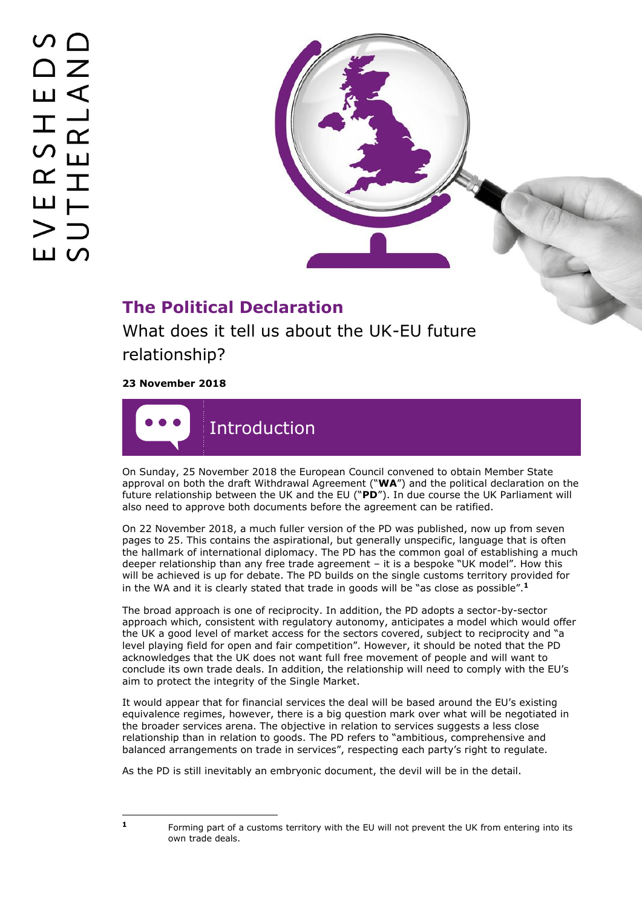# The Political Declaration

## What does it tell us about the UK-EU future relationship?

**23 November 2018**

## Introduction

On Sunday, 25 November 2018 the European Council convened to obtain Member State approval on both the draft Withdrawal Agreement ("**WA**") and the political declaration on the future relationship between the UK and the EU ("**PD**"). In due course the UK Parliament will also need to approve both documents before the agreement can be ratified.

On 22 November 2018, a much fuller version of the PD was published, now up from seven pages to 25. This contains the aspirational, but generally unspecific, language that is often the hallmark of international diplomacy. The PD has the common goal of establishing a much deeper relationship than any free trade agreement – it is a bespoke "UK model". How this will be achieved is up for debate. The PD builds on the single customs territory provided for in the WA and it is clearly stated that trade in goods will be "as close as possible".[1]

The broad approach is one of reciprocity. In addition, the PD adopts a sector-by-sector approach which, consistent with regulatory autonomy, anticipates a model which would offer the UK a good level of market access for the sectors covered, subject to reciprocity and "a level playing field for open and fair competition". However, it should be noted that the PD acknowledges that the UK does not want full free movement of people and will want to conclude its own trade deals. In addition, the relationship will need to comply with the EU's aim to protect the integrity of the Single Market.

It would appear that for financial services the deal will be based around the EU's existing equivalence regimes, however, there is a big question mark over what will be negotiated in the broader services arena. The objective in relation to services suggests a less close relationship than in relation to goods. The PD refers to "ambitious, comprehensive and balanced arrangements on trade in services", respecting each party's right to regulate.

As the PD is still inevitably an embryonic document, the devil will be in the detail.

---

[1] Forming part of a customs territory with the EU will not prevent the UK from entering into its own trade deals.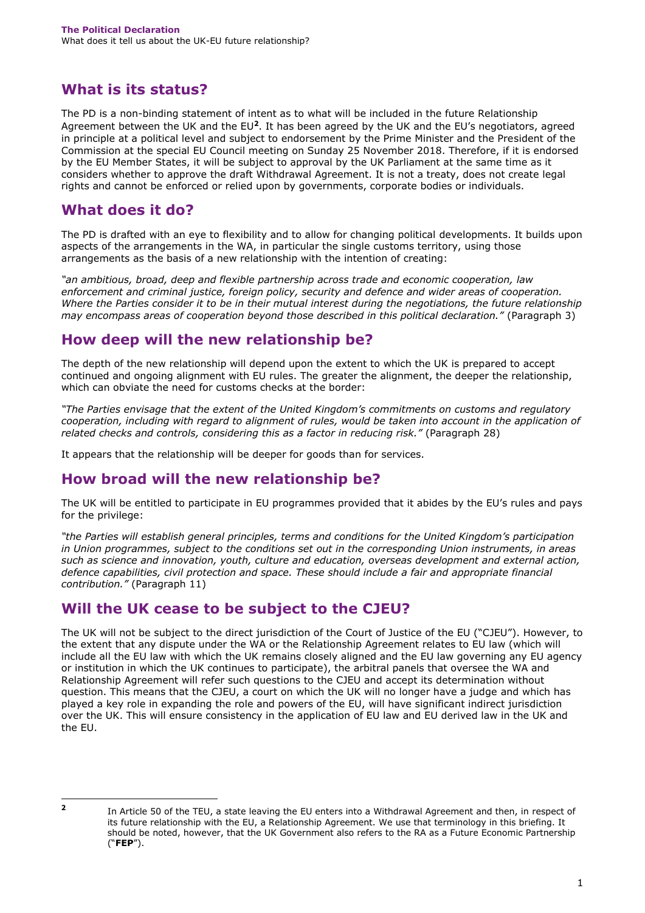## What is its status?

The PD is a non-binding statement of intent as to what will be included in the future Relationship Agreement between the UK and the EU[2]. It has been agreed by the UK and the EU's negotiators, agreed in principle at a political level and subject to endorsement by the Prime Minister and the President of the Commission at the special EU Council meeting on Sunday 25 November 2018. Therefore, if it is endorsed by the EU Member States, it will be subject to approval by the UK Parliament at the same time as it considers whether to approve the draft Withdrawal Agreement. It is not a treaty, does not create legal rights and cannot be enforced or relied upon by governments, corporate bodies or individuals.

## What does it do?

The PD is drafted with an eye to flexibility and to allow for changing political developments. It builds upon aspects of the arrangements in the WA, in particular the single customs territory, using those arrangements as the basis of a new relationship with the intention of creating:

*"an ambitious, broad, deep and flexible partnership across trade and economic cooperation, law enforcement and criminal justice, foreign policy, security and defence and wider areas of cooperation. Where the Parties consider it to be in their mutual interest during the negotiations, the future relationship may encompass areas of cooperation beyond those described in this political declaration."* (Paragraph 3)

## How deep will the new relationship be?

The depth of the new relationship will depend upon the extent to which the UK is prepared to accept continued and ongoing alignment with EU rules. The greater the alignment, the deeper the relationship, which can obviate the need for customs checks at the border:

*"The Parties envisage that the extent of the United Kingdom's commitments on customs and regulatory cooperation, including with regard to alignment of rules, would be taken into account in the application of related checks and controls, considering this as a factor in reducing risk."* (Paragraph 28)

It appears that the relationship will be deeper for goods than for services.

## How broad will the new relationship be?

The UK will be entitled to participate in EU programmes provided that it abides by the EU's rules and pays for the privilege:

*"the Parties will establish general principles, terms and conditions for the United Kingdom's participation in Union programmes, subject to the conditions set out in the corresponding Union instruments, in areas such as science and innovation, youth, culture and education, overseas development and external action, defence capabilities, civil protection and space. These should include a fair and appropriate financial contribution."* (Paragraph 11)

## Will the UK cease to be subject to the CJEU?

The UK will not be subject to the direct jurisdiction of the Court of Justice of the EU ("CJEU"). However, to the extent that any dispute under the WA or the Relationship Agreement relates to EU law (which will include all the EU law with which the UK remains closely aligned and the EU law governing any EU agency or institution in which the UK continues to participate), the arbitral panels that oversee the WA and Relationship Agreement will refer such questions to the CJEU and accept its determination without question. This means that the CJEU, a court on which the UK will no longer have a judge and which has played a key role in expanding the role and powers of the EU, will have significant indirect jurisdiction over the UK. This will ensure consistency in the application of EU law and EU derived law in the UK and the EU.

---

[2] In Article 50 of the TEU, a state leaving the EU enters into a Withdrawal Agreement and then, in respect of its future relationship with the EU, a Relationship Agreement. We use that terminology in this briefing. It should be noted, however, that the UK Government also refers to the RA as a Future Economic Partnership ("**FEP**").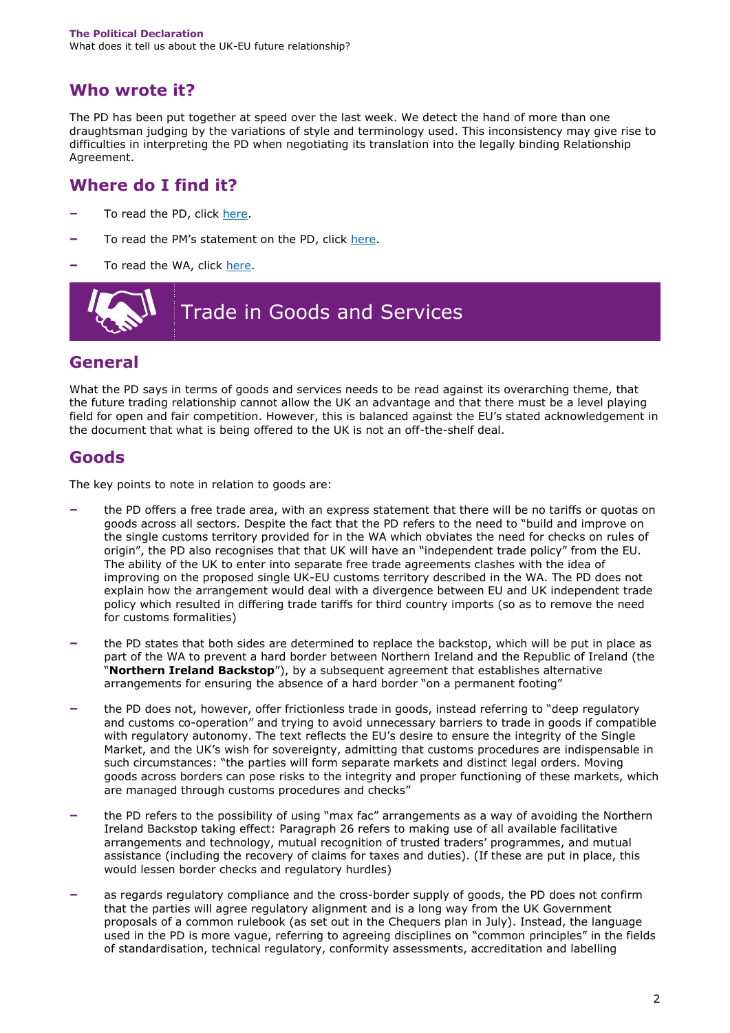## Who wrote it?

The PD has been put together at speed over the last week. We detect the hand of more than one draughtsman judging by the variations of style and terminology used. This inconsistency may give rise to difficulties in interpreting the PD when negotiating its translation into the legally binding Relationship Agreement.

## Where do I find it?

- To read the PD, click here.
- To read the PM's statement on the PD, click here.
- To read the WA, click here.

# Trade in Goods and Services

## General

What the PD says in terms of goods and services needs to be read against its overarching theme, that the future trading relationship cannot allow the UK an advantage and that there must be a level playing field for open and fair competition. However, this is balanced against the EU's stated acknowledgement in the document that what is being offered to the UK is not an off-the-shelf deal.

## Goods

The key points to note in relation to goods are:

- the PD offers a free trade area, with an express statement that there will be no tariffs or quotas on goods across all sectors. Despite the fact that the PD refers to the need to "build and improve on the single customs territory provided for in the WA which obviates the need for checks on rules of origin", the PD also recognises that that UK will have an "independent trade policy" from the EU. The ability of the UK to enter into separate free trade agreements clashes with the idea of improving on the proposed single UK-EU customs territory described in the WA. The PD does not explain how the arrangement would deal with a divergence between EU and UK independent trade policy which resulted in differing trade tariffs for third country imports (so as to remove the need for customs formalities)
- the PD states that both sides are determined to replace the backstop, which will be put in place as part of the WA to prevent a hard border between Northern Ireland and the Republic of Ireland (the "**Northern Ireland Backstop**"), by a subsequent agreement that establishes alternative arrangements for ensuring the absence of a hard border "on a permanent footing"
- the PD does not, however, offer frictionless trade in goods, instead referring to "deep regulatory and customs co-operation" and trying to avoid unnecessary barriers to trade in goods if compatible with regulatory autonomy. The text reflects the EU's desire to ensure the integrity of the Single Market, and the UK's wish for sovereignty, admitting that customs procedures are indispensable in such circumstances: "the parties will form separate markets and distinct legal orders. Moving goods across borders can pose risks to the integrity and proper functioning of these markets, which are managed through customs procedures and checks"
- the PD refers to the possibility of using "max fac" arrangements as a way of avoiding the Northern Ireland Backstop taking effect: Paragraph 26 refers to making use of all available facilitative arrangements and technology, mutual recognition of trusted traders' programmes, and mutual assistance (including the recovery of claims for taxes and duties). (If these are put in place, this would lessen border checks and regulatory hurdles)
- as regards regulatory compliance and the cross-border supply of goods, the PD does not confirm that the parties will agree regulatory alignment and is a long way from the UK Government proposals of a common rulebook (as set out in the Chequers plan in July). Instead, the language used in the PD is more vague, referring to agreeing disciplines on "common principles" in the fields of standardisation, technical regulatory, conformity assessments, accreditation and labelling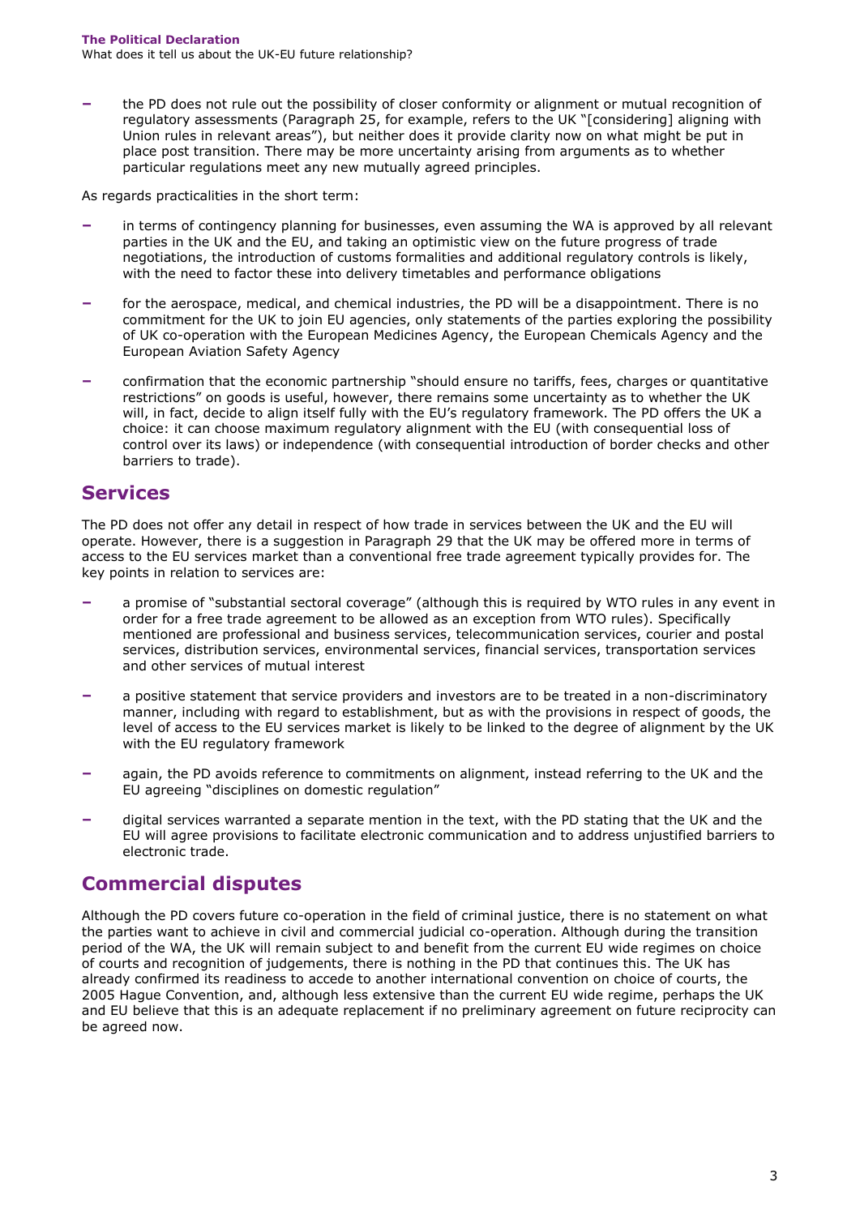- the PD does not rule out the possibility of closer conformity or alignment or mutual recognition of regulatory assessments (Paragraph 25, for example, refers to the UK "[considering] aligning with Union rules in relevant areas"), but neither does it provide clarity now on what might be put in place post transition. There may be more uncertainty arising from arguments as to whether particular regulations meet any new mutually agreed principles.

As regards practicalities in the short term:

- in terms of contingency planning for businesses, even assuming the WA is approved by all relevant parties in the UK and the EU, and taking an optimistic view on the future progress of trade negotiations, the introduction of customs formalities and additional regulatory controls is likely, with the need to factor these into delivery timetables and performance obligations
- for the aerospace, medical, and chemical industries, the PD will be a disappointment. There is no commitment for the UK to join EU agencies, only statements of the parties exploring the possibility of UK co-operation with the European Medicines Agency, the European Chemicals Agency and the European Aviation Safety Agency
- confirmation that the economic partnership "should ensure no tariffs, fees, charges or quantitative restrictions" on goods is useful, however, there remains some uncertainty as to whether the UK will, in fact, decide to align itself fully with the EU's regulatory framework. The PD offers the UK a choice: it can choose maximum regulatory alignment with the EU (with consequential loss of control over its laws) or independence (with consequential introduction of border checks and other barriers to trade).

## Services

The PD does not offer any detail in respect of how trade in services between the UK and the EU will operate. However, there is a suggestion in Paragraph 29 that the UK may be offered more in terms of access to the EU services market than a conventional free trade agreement typically provides for. The key points in relation to services are:

- a promise of "substantial sectoral coverage" (although this is required by WTO rules in any event in order for a free trade agreement to be allowed as an exception from WTO rules). Specifically mentioned are professional and business services, telecommunication services, courier and postal services, distribution services, environmental services, financial services, transportation services and other services of mutual interest
- a positive statement that service providers and investors are to be treated in a non-discriminatory manner, including with regard to establishment, but as with the provisions in respect of goods, the level of access to the EU services market is likely to be linked to the degree of alignment by the UK with the EU regulatory framework
- again, the PD avoids reference to commitments on alignment, instead referring to the UK and the EU agreeing "disciplines on domestic regulation"
- digital services warranted a separate mention in the text, with the PD stating that the UK and the EU will agree provisions to facilitate electronic communication and to address unjustified barriers to electronic trade.

## Commercial disputes

Although the PD covers future co-operation in the field of criminal justice, there is no statement on what the parties want to achieve in civil and commercial judicial co-operation. Although during the transition period of the WA, the UK will remain subject to and benefit from the current EU wide regimes on choice of courts and recognition of judgements, there is nothing in the PD that continues this. The UK has already confirmed its readiness to accede to another international convention on choice of courts, the 2005 Hague Convention, and, although less extensive than the current EU wide regime, perhaps the UK and EU believe that this is an adequate replacement if no preliminary agreement on future reciprocity can be agreed now.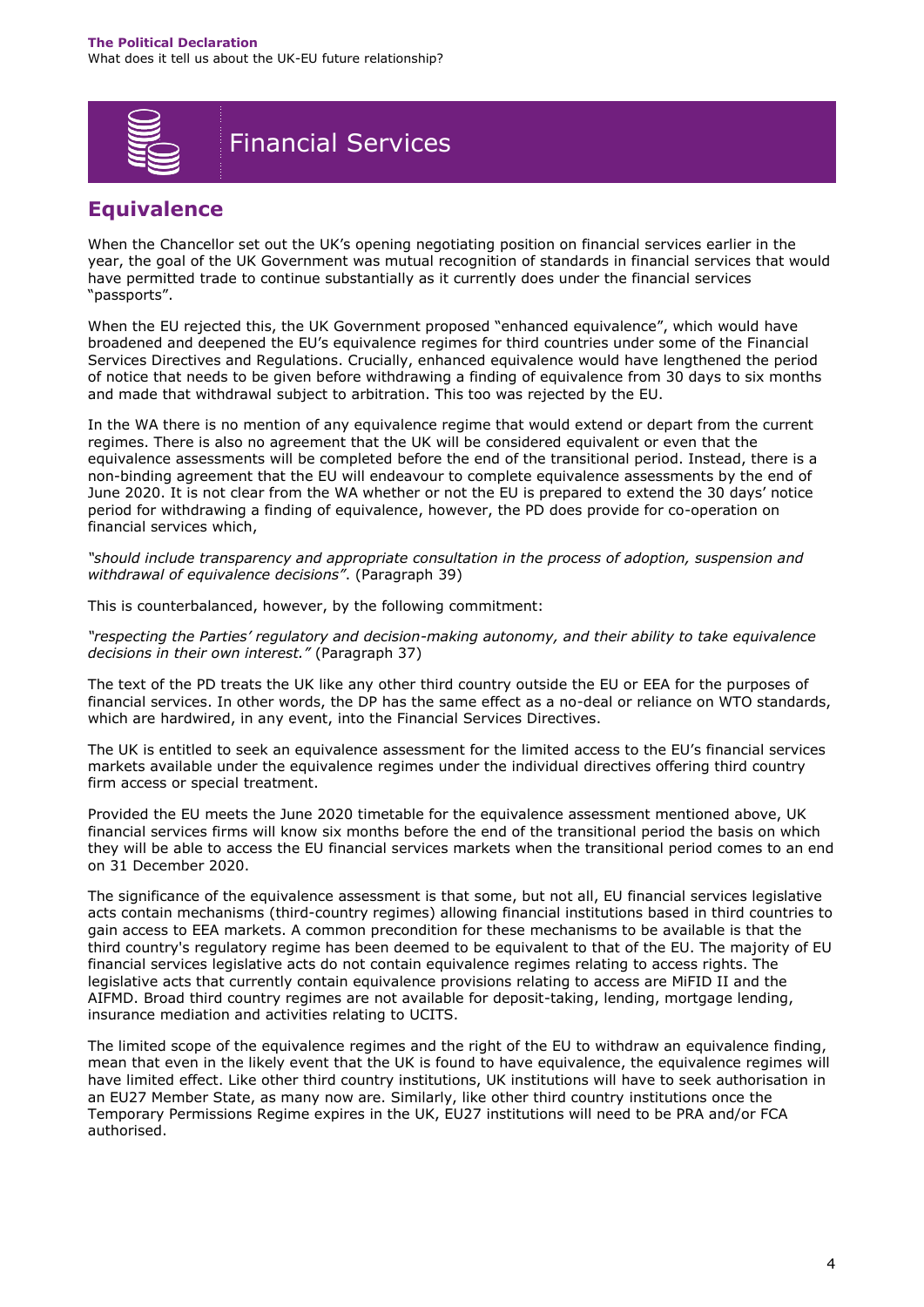# Financial Services

## Equivalence

When the Chancellor set out the UK's opening negotiating position on financial services earlier in the year, the goal of the UK Government was mutual recognition of standards in financial services that would have permitted trade to continue substantially as it currently does under the financial services "passports".

When the EU rejected this, the UK Government proposed "enhanced equivalence", which would have broadened and deepened the EU's equivalence regimes for third countries under some of the Financial Services Directives and Regulations. Crucially, enhanced equivalence would have lengthened the period of notice that needs to be given before withdrawing a finding of equivalence from 30 days to six months and made that withdrawal subject to arbitration. This too was rejected by the EU.

In the WA there is no mention of any equivalence regime that would extend or depart from the current regimes. There is also no agreement that the UK will be considered equivalent or even that the equivalence assessments will be completed before the end of the transitional period. Instead, there is a non-binding agreement that the EU will endeavour to complete equivalence assessments by the end of June 2020. It is not clear from the WA whether or not the EU is prepared to extend the 30 days' notice period for withdrawing a finding of equivalence, however, the PD does provide for co-operation on financial services which,

*"should include transparency and appropriate consultation in the process of adoption, suspension and withdrawal of equivalence decisions"*. (Paragraph 39)

This is counterbalanced, however, by the following commitment:

*"respecting the Parties' regulatory and decision-making autonomy, and their ability to take equivalence decisions in their own interest."* (Paragraph 37)

The text of the PD treats the UK like any other third country outside the EU or EEA for the purposes of financial services. In other words, the DP has the same effect as a no-deal or reliance on WTO standards, which are hardwired, in any event, into the Financial Services Directives.

The UK is entitled to seek an equivalence assessment for the limited access to the EU's financial services markets available under the equivalence regimes under the individual directives offering third country firm access or special treatment.

Provided the EU meets the June 2020 timetable for the equivalence assessment mentioned above, UK financial services firms will know six months before the end of the transitional period the basis on which they will be able to access the EU financial services markets when the transitional period comes to an end on 31 December 2020.

The significance of the equivalence assessment is that some, but not all, EU financial services legislative acts contain mechanisms (third-country regimes) allowing financial institutions based in third countries to gain access to EEA markets. A common precondition for these mechanisms to be available is that the third country's regulatory regime has been deemed to be equivalent to that of the EU. The majority of EU financial services legislative acts do not contain equivalence regimes relating to access rights. The legislative acts that currently contain equivalence provisions relating to access are MiFID II and the AIFMD. Broad third country regimes are not available for deposit-taking, lending, mortgage lending, insurance mediation and activities relating to UCITS.

The limited scope of the equivalence regimes and the right of the EU to withdraw an equivalence finding, mean that even in the likely event that the UK is found to have equivalence, the equivalence regimes will have limited effect. Like other third country institutions, UK institutions will have to seek authorisation in an EU27 Member State, as many now are. Similarly, like other third country institutions once the Temporary Permissions Regime expires in the UK, EU27 institutions will need to be PRA and/or FCA authorised.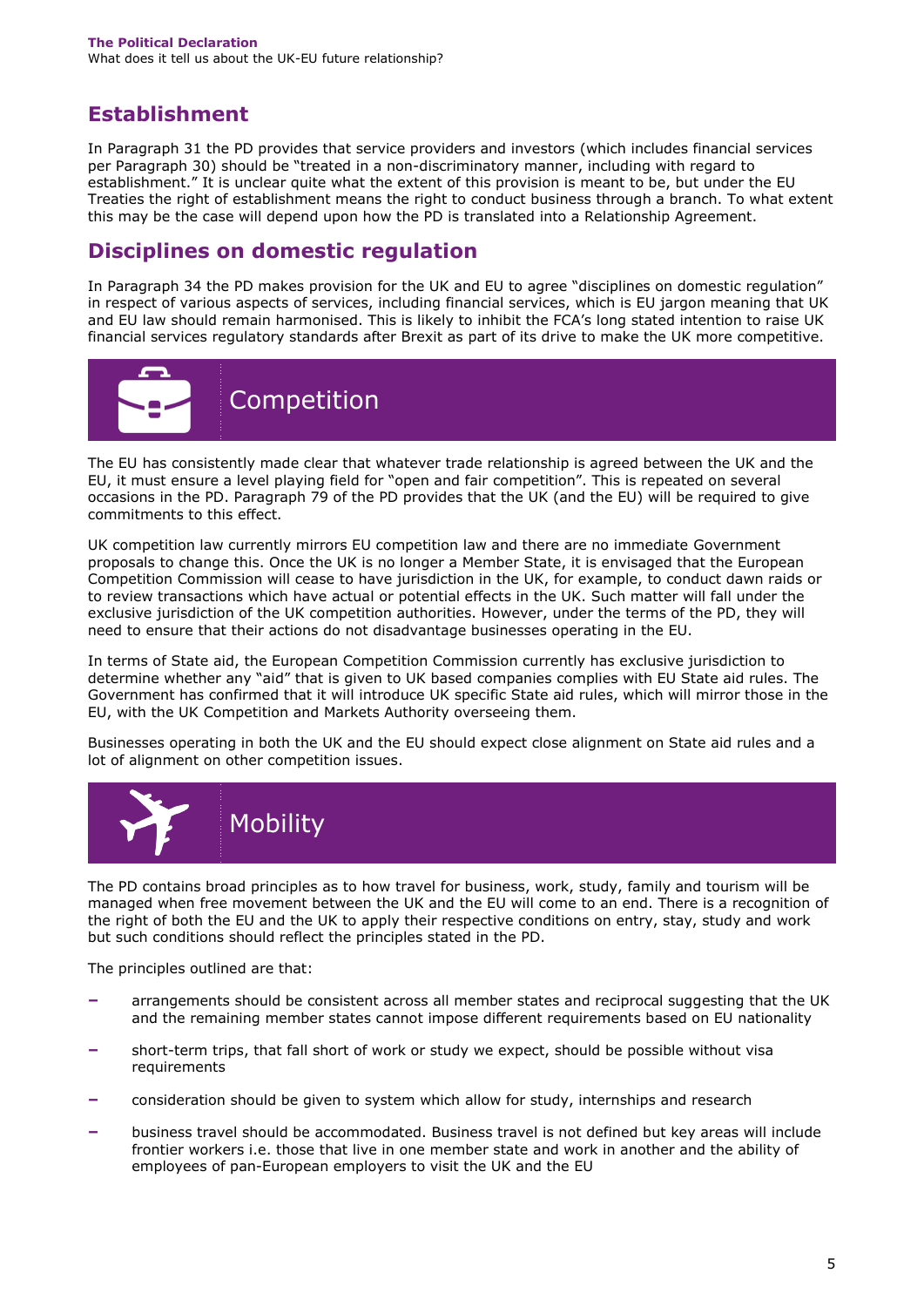## Establishment

In Paragraph 31 the PD provides that service providers and investors (which includes financial services per Paragraph 30) should be "treated in a non-discriminatory manner, including with regard to establishment." It is unclear quite what the extent of this provision is meant to be, but under the EU Treaties the right of establishment means the right to conduct business through a branch. To what extent this may be the case will depend upon how the PD is translated into a Relationship Agreement.

## Disciplines on domestic regulation

In Paragraph 34 the PD makes provision for the UK and EU to agree "disciplines on domestic regulation" in respect of various aspects of services, including financial services, which is EU jargon meaning that UK and EU law should remain harmonised. This is likely to inhibit the FCA's long stated intention to raise UK financial services regulatory standards after Brexit as part of its drive to make the UK more competitive.

# Competition

The EU has consistently made clear that whatever trade relationship is agreed between the UK and the EU, it must ensure a level playing field for "open and fair competition". This is repeated on several occasions in the PD. Paragraph 79 of the PD provides that the UK (and the EU) will be required to give commitments to this effect.

UK competition law currently mirrors EU competition law and there are no immediate Government proposals to change this. Once the UK is no longer a Member State, it is envisaged that the European Competition Commission will cease to have jurisdiction in the UK, for example, to conduct dawn raids or to review transactions which have actual or potential effects in the UK. Such matter will fall under the exclusive jurisdiction of the UK competition authorities. However, under the terms of the PD, they will need to ensure that their actions do not disadvantage businesses operating in the EU.

In terms of State aid, the European Competition Commission currently has exclusive jurisdiction to determine whether any "aid" that is given to UK based companies complies with EU State aid rules. The Government has confirmed that it will introduce UK specific State aid rules, which will mirror those in the EU, with the UK Competition and Markets Authority overseeing them.

Businesses operating in both the UK and the EU should expect close alignment on State aid rules and a lot of alignment on other competition issues.

# Mobility

The PD contains broad principles as to how travel for business, work, study, family and tourism will be managed when free movement between the UK and the EU will come to an end. There is a recognition of the right of both the EU and the UK to apply their respective conditions on entry, stay, study and work but such conditions should reflect the principles stated in the PD.

The principles outlined are that:

- arrangements should be consistent across all member states and reciprocal suggesting that the UK and the remaining member states cannot impose different requirements based on EU nationality
- short-term trips, that fall short of work or study we expect, should be possible without visa requirements
- consideration should be given to system which allow for study, internships and research
- business travel should be accommodated. Business travel is not defined but key areas will include frontier workers i.e. those that live in one member state and work in another and the ability of employees of pan-European employers to visit the UK and the EU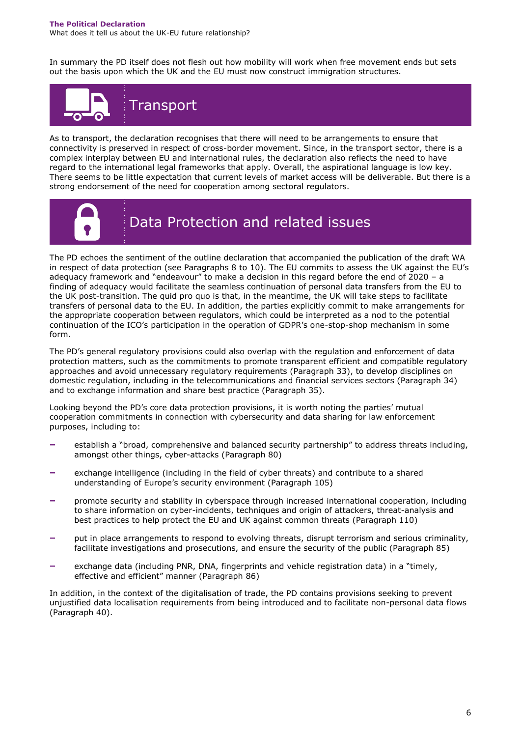In summary the PD itself does not flesh out how mobility will work when free movement ends but sets out the basis upon which the UK and the EU must now construct immigration structures.

## Transport

As to transport, the declaration recognises that there will need to be arrangements to ensure that connectivity is preserved in respect of cross-border movement. Since, in the transport sector, there is a complex interplay between EU and international rules, the declaration also reflects the need to have regard to the international legal frameworks that apply. Overall, the aspirational language is low key. There seems to be little expectation that current levels of market access will be deliverable. But there is a strong endorsement of the need for cooperation among sectoral regulators.

## Data Protection and related issues

The PD echoes the sentiment of the outline declaration that accompanied the publication of the draft WA in respect of data protection (see Paragraphs 8 to 10). The EU commits to assess the UK against the EU's adequacy framework and "endeavour" to make a decision in this regard before the end of 2020 – a finding of adequacy would facilitate the seamless continuation of personal data transfers from the EU to the UK post-transition. The quid pro quo is that, in the meantime, the UK will take steps to facilitate transfers of personal data to the EU. In addition, the parties explicitly commit to make arrangements for the appropriate cooperation between regulators, which could be interpreted as a nod to the potential continuation of the ICO's participation in the operation of GDPR's one-stop-shop mechanism in some form.

The PD's general regulatory provisions could also overlap with the regulation and enforcement of data protection matters, such as the commitments to promote transparent efficient and compatible regulatory approaches and avoid unnecessary regulatory requirements (Paragraph 33), to develop disciplines on domestic regulation, including in the telecommunications and financial services sectors (Paragraph 34) and to exchange information and share best practice (Paragraph 35).

Looking beyond the PD's core data protection provisions, it is worth noting the parties' mutual cooperation commitments in connection with cybersecurity and data sharing for law enforcement purposes, including to:

- establish a "broad, comprehensive and balanced security partnership" to address threats including, amongst other things, cyber-attacks (Paragraph 80)
- exchange intelligence (including in the field of cyber threats) and contribute to a shared understanding of Europe's security environment (Paragraph 105)
- promote security and stability in cyberspace through increased international cooperation, including to share information on cyber-incidents, techniques and origin of attackers, threat-analysis and best practices to help protect the EU and UK against common threats (Paragraph 110)
- put in place arrangements to respond to evolving threats, disrupt terrorism and serious criminality, facilitate investigations and prosecutions, and ensure the security of the public (Paragraph 85)
- exchange data (including PNR, DNA, fingerprints and vehicle registration data) in a "timely, effective and efficient" manner (Paragraph 86)

In addition, in the context of the digitalisation of trade, the PD contains provisions seeking to prevent unjustified data localisation requirements from being introduced and to facilitate non-personal data flows (Paragraph 40).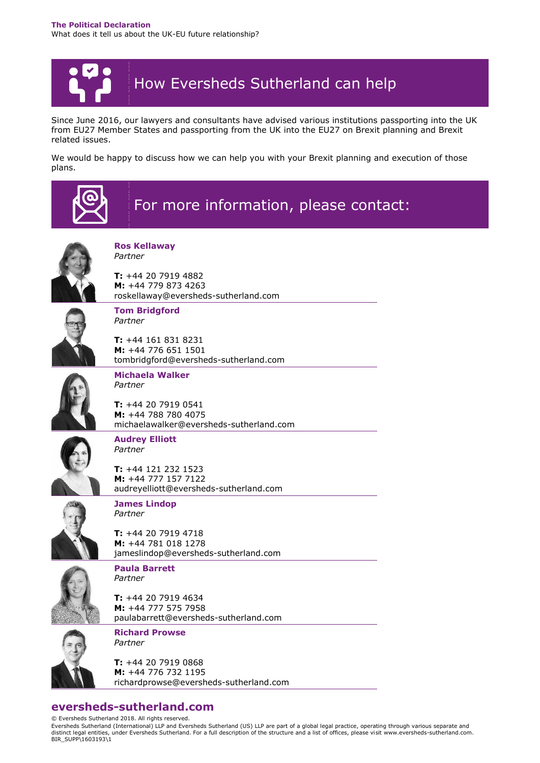## How Eversheds Sutherland can help

Since June 2016, our lawyers and consultants have advised various institutions passporting into the UK from EU27 Member States and passporting from the UK into the EU27 on Brexit planning and Brexit related issues.

We would be happy to discuss how we can help you with your Brexit planning and execution of those plans.

## For more information, please contact:

**Ros Kellaway**
*Partner*

**T:** +44 20 7919 4882
**M:** +44 779 873 4263
roskellaway@eversheds-sutherland.com

**Tom Bridgford**
*Partner*

**T:** +44 161 831 8231
**M:** +44 776 651 1501
tombridgford@eversheds-sutherland.com

**Michaela Walker**
*Partner*

**T:** +44 20 7919 0541
**M:** +44 788 780 4075
michaelawalker@eversheds-sutherland.com

**Audrey Elliott**
*Partner*

**T:** +44 121 232 1523
**M:** +44 777 157 7122
audreyelliott@eversheds-sutherland.com

**James Lindop**
*Partner*

**T:** +44 20 7919 4718
**M:** +44 781 018 1278
jameslindop@eversheds-sutherland.com

**Paula Barrett**
*Partner*

**T:** +44 20 7919 4634
**M:** +44 777 575 7958
paulabarrett@eversheds-sutherland.com

**Richard Prowse**
*Partner*

**T:** +44 20 7919 0868
**M:** +44 776 732 1195
richardprowse@eversheds-sutherland.com

**eversheds-sutherland.com**

© Eversheds Sutherland 2018. All rights reserved.
Eversheds Sutherland (International) LLP and Eversheds Sutherland (US) LLP are part of a global legal practice, operating through various separate and distinct legal entities, under Eversheds Sutherland. For a full description of the structure and a list of offices, please visit www.eversheds-sutherland.com.
BIR_SUPP\1603193\1